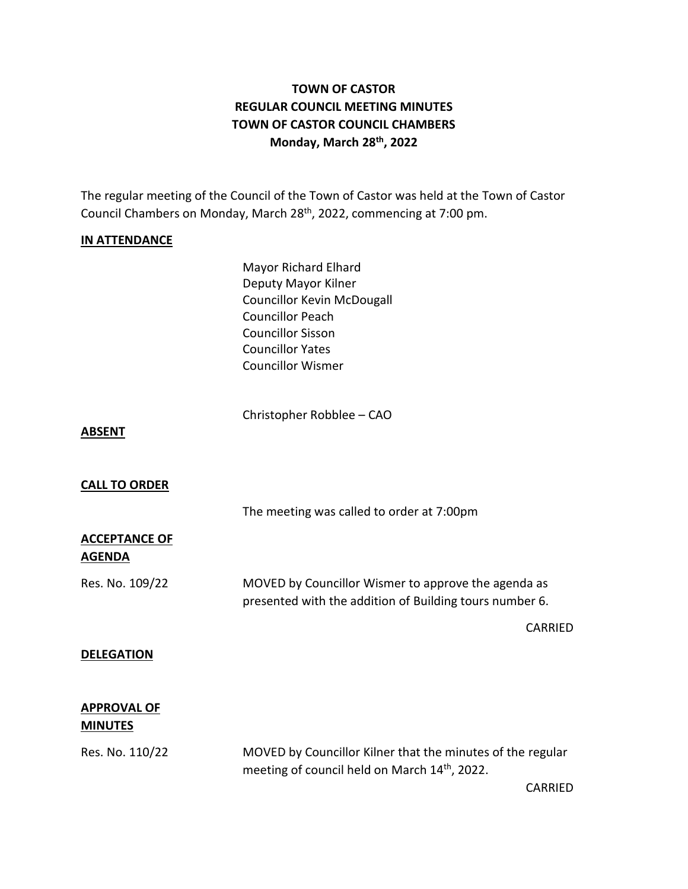**TOWN OF CASTOR**
**REGULAR COUNCIL MEETING MINUTES**
**TOWN OF CASTOR COUNCIL CHAMBERS**
**Monday, March 28th, 2022**

The regular meeting of the Council of the Town of Castor was held at the Town of Castor Council Chambers on Monday, March 28th, 2022, commencing at 7:00 pm.

**IN ATTENDANCE**

Mayor Richard Elhard
Deputy Mayor Kilner
Councillor Kevin McDougall
Councillor Peach
Councillor Sisson
Councillor Yates
Councillor Wismer

Christopher Robblee – CAO

**ABSENT**

**CALL TO ORDER**

The meeting was called to order at 7:00pm

**ACCEPTANCE OF AGENDA**

Res. No. 109/22 — MOVED by Councillor Wismer to approve the agenda as presented with the addition of Building tours number 6.

CARRIED

**DELEGATION**

**APPROVAL OF MINUTES**

Res. No. 110/22 — MOVED by Councillor Kilner that the minutes of the regular meeting of council held on March 14th, 2022.

CARRIED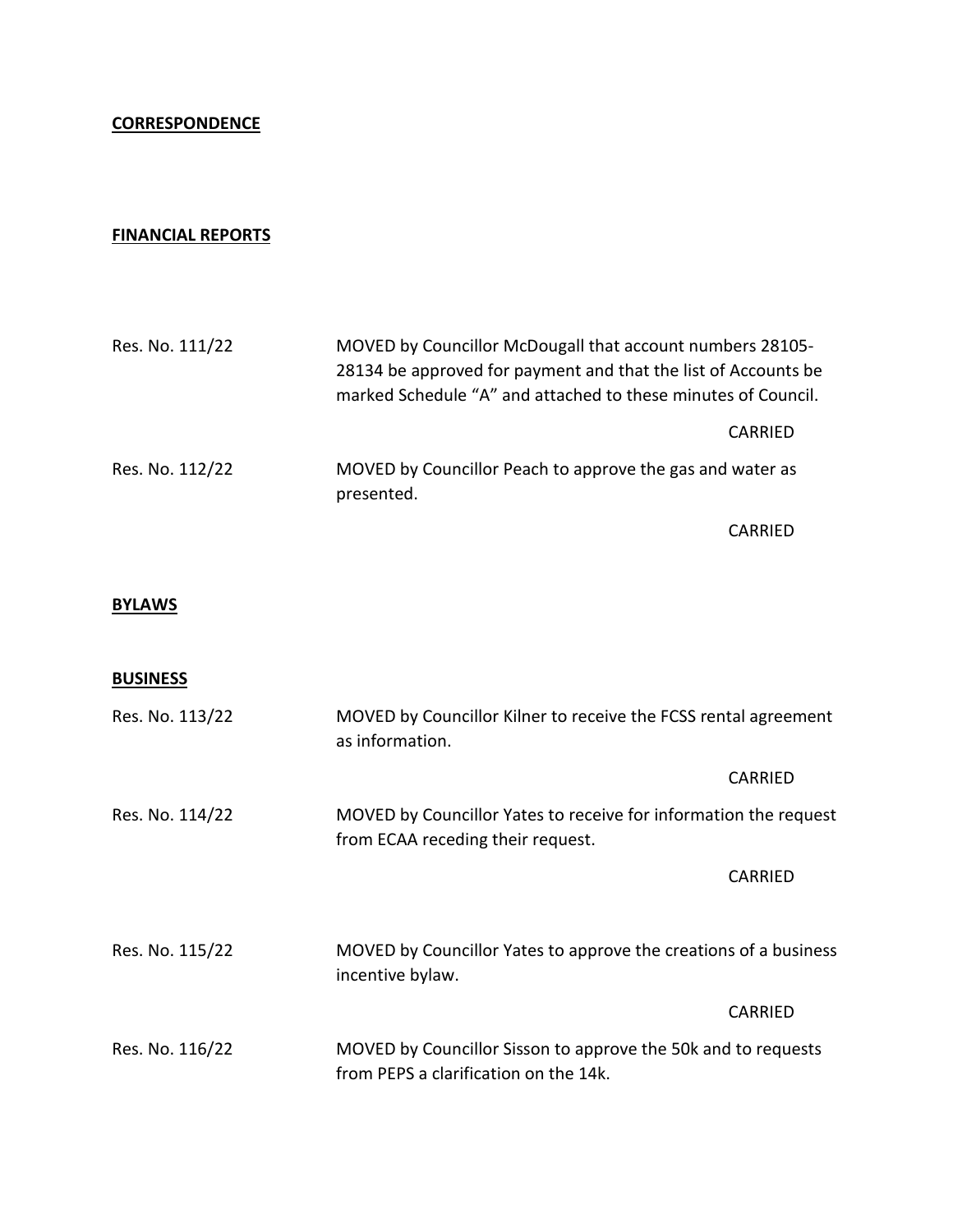**CORRESPONDENCE**

**FINANCIAL REPORTS**

Res. No. 111/22 MOVED by Councillor McDougall that account numbers 28105-28134 be approved for payment and that the list of Accounts be marked Schedule "A" and attached to these minutes of Council.

CARRIED

Res. No. 112/22 MOVED by Councillor Peach to approve the gas and water as presented.

CARRIED

**BYLAWS**

**BUSINESS**

Res. No. 113/22 MOVED by Councillor Kilner to receive the FCSS rental agreement as information.

CARRIED

Res. No. 114/22 MOVED by Councillor Yates to receive for information the request from ECAA receding their request.

CARRIED

Res. No. 115/22 MOVED by Councillor Yates to approve the creations of a business incentive bylaw.

CARRIED

Res. No. 116/22 MOVED by Councillor Sisson to approve the 50k and to requests from PEPS a clarification on the 14k.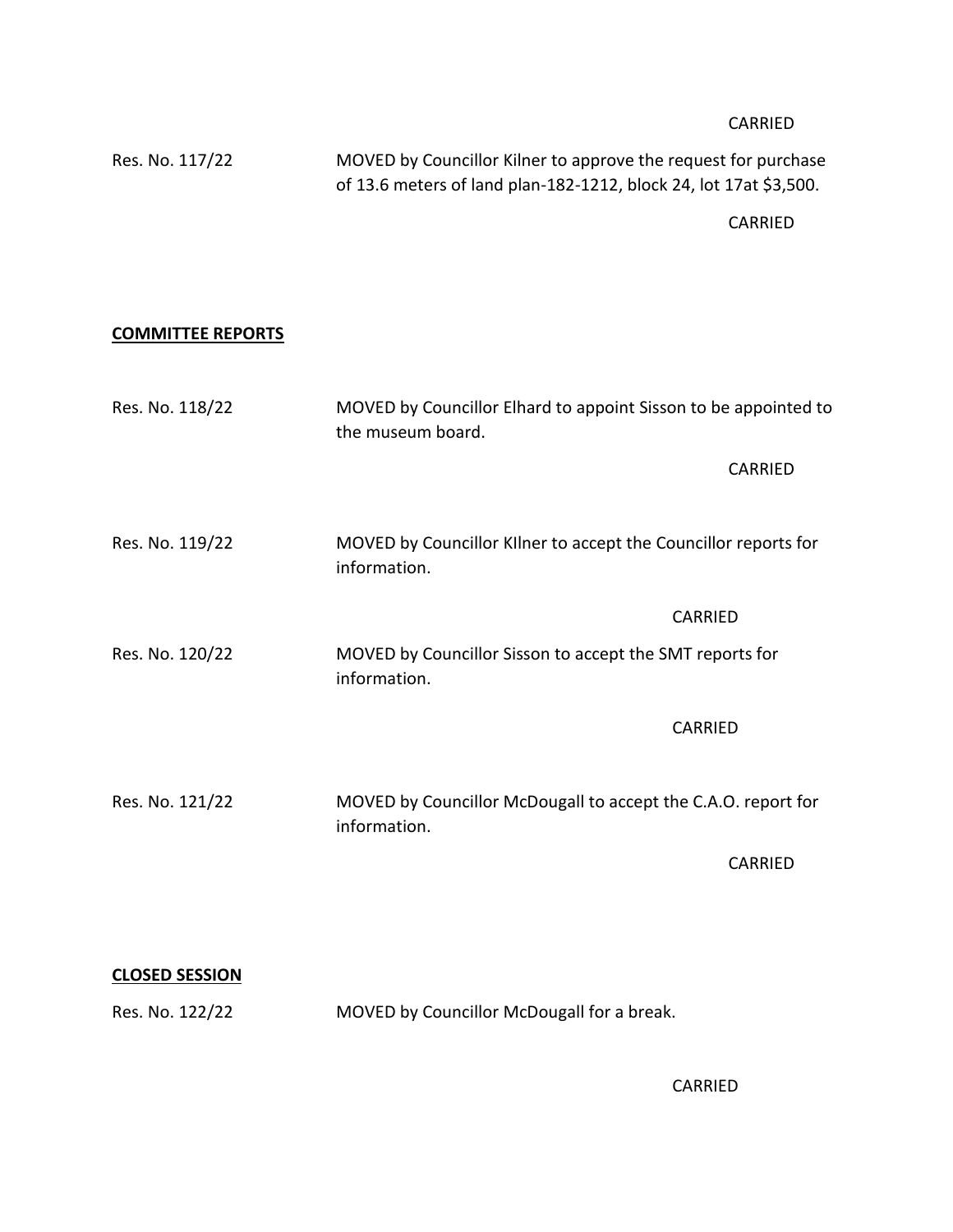CARRIED

Res. No. 117/22 MOVED by Councillor Kilner to approve the request for purchase of 13.6 meters of land plan-182-1212, block 24, lot 17at $3,500.

CARRIED

**COMMITTEE REPORTS**

Res. No. 118/22 MOVED by Councillor Elhard to appoint Sisson to be appointed to the museum board.

CARRIED

Res. No. 119/22 MOVED by Councillor KIlner to accept the Councillor reports for information.

CARRIED

Res. No. 120/22 MOVED by Councillor Sisson to accept the SMT reports for information.

CARRIED

Res. No. 121/22 MOVED by Councillor McDougall to accept the C.A.O. report for information.

CARRIED

**CLOSED SESSION**

Res. No. 122/22 MOVED by Councillor McDougall for a break.

CARRIED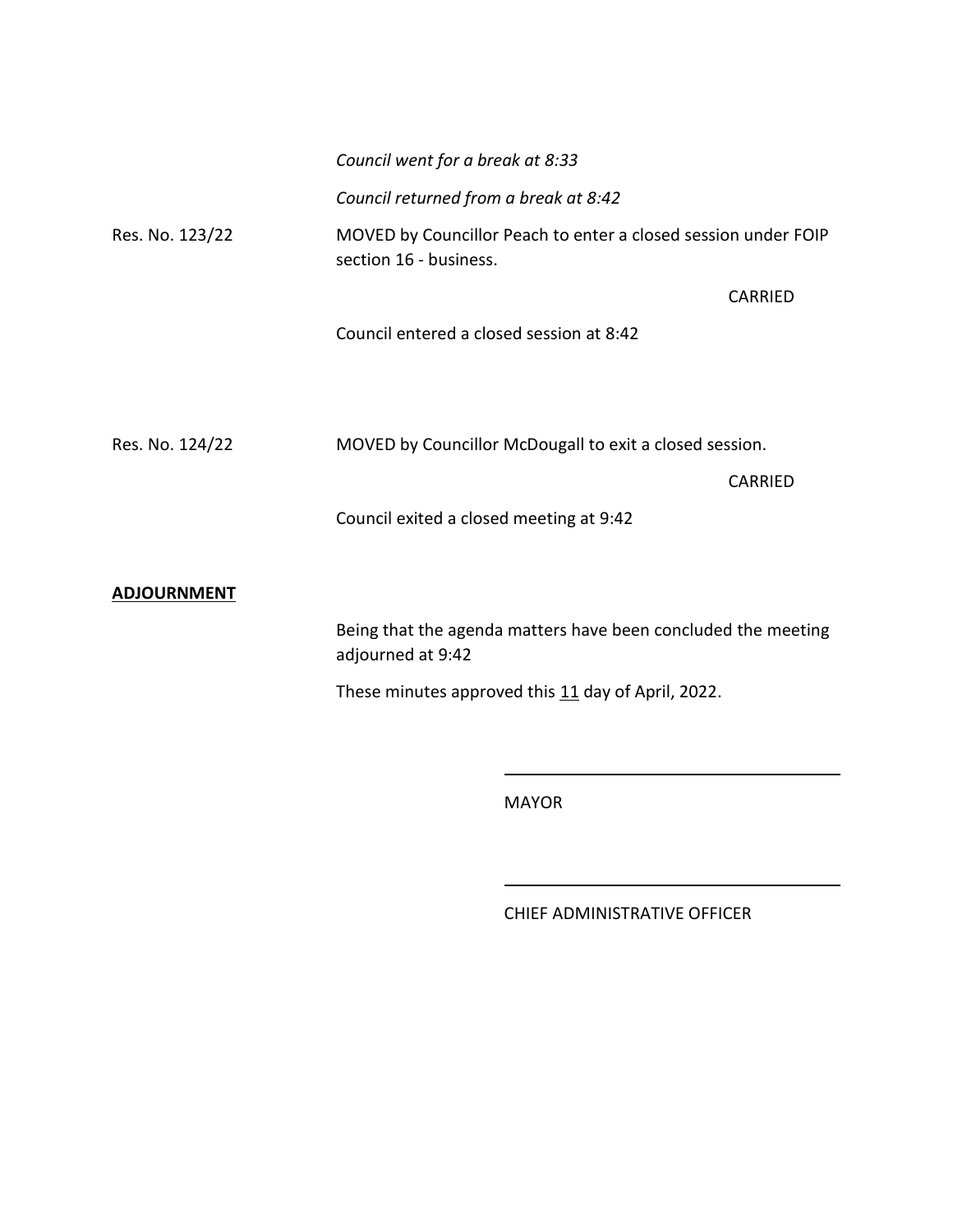*Council went for a break at 8:33*

*Council returned from a break at 8:42*

Res. No. 123/22 MOVED by Councillor Peach to enter a closed session under FOIP section 16 - business.

CARRIED

Council entered a closed session at 8:42

Res. No. 124/22 MOVED by Councillor McDougall to exit a closed session.

CARRIED

Council exited a closed meeting at 9:42

**ADJOURNMENT**

Being that the agenda matters have been concluded the meeting adjourned at 9:42

These minutes approved this 11 day of April, 2022.

MAYOR

CHIEF ADMINISTRATIVE OFFICER